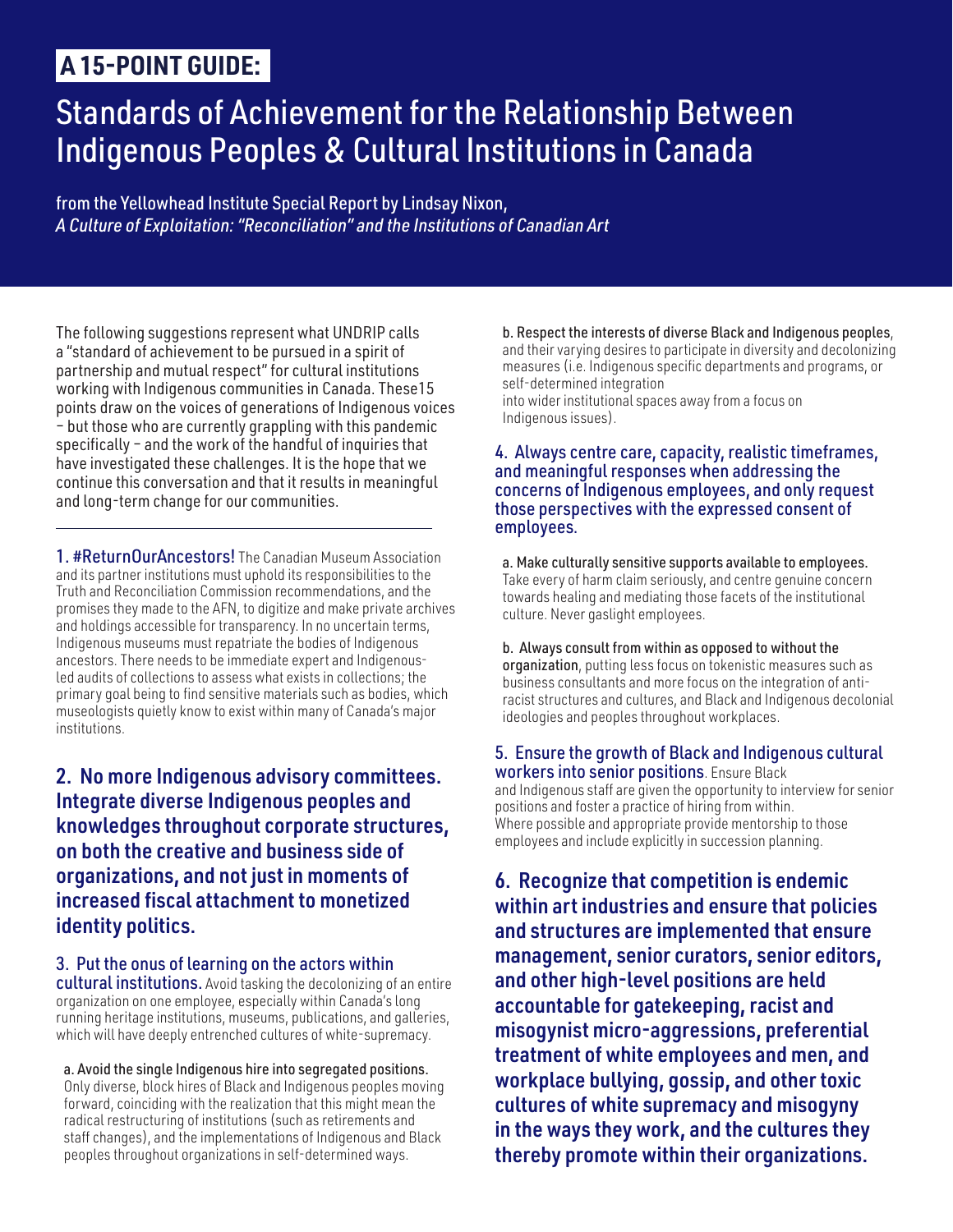**A 15-POINT GUIDE:**

# Standards of Achievement for the Relationship Between Indigenous Peoples & Cultural Institutions in Canada

from the Yellowhead Institute Special Report by Lindsay Nixon, *A Culture of Exploitation: "Reconciliation" and the Institutions of Canadian Art*

The following suggestions represent what UNDRIP calls a "standard of achievement to be pursued in a spirit of partnership and mutual respect" for cultural institutions working with Indigenous communities in Canada. These15 points draw on the voices of generations of Indigenous voices – but those who are currently grappling with this pandemic specifically – and the work of the handful of inquiries that have investigated these challenges. It is the hope that we continue this conversation and that it results in meaningful and long-term change for our communities.

---

**1. #ReturnOurAncestors!** The Canadian Museum Association and its partner institutions must uphold its responsibilities to the Truth and Reconciliation Commission recommendations, and the promises they made to the AFN, to digitize and make private archives and holdings accessible for transparency. In no uncertain terms, Indigenous museums must repatriate the bodies of Indigenous ancestors. There needs to be immediate expert and Indigenous-led audits of collections to assess what exists in collections; the primary goal being to find sensitive materials such as bodies, which museologists quietly know to exist within many of Canada's major institutions.

**2. No more Indigenous advisory committees. Integrate diverse Indigenous peoples and knowledges throughout corporate structures, on both the creative and business side of organizations, and not just in moments of increased fiscal attachment to monetized identity politics.**

**3. Put the onus of learning on the actors within cultural institutions.** Avoid tasking the decolonizing of an entire organization on one employee, especially within Canada's long running heritage institutions, museums, publications, and galleries, which will have deeply entrenched cultures of white-supremacy.

- **a. Avoid the single Indigenous hire into segregated positions.** Only diverse, block hires of Black and Indigenous peoples moving forward, coinciding with the realization that this might mean the radical restructuring of institutions (such as retirements and staff changes), and the implementations of Indigenous and Black peoples throughout organizations in self-determined ways.

- **b. Respect the interests of diverse Black and Indigenous peoples**, and their varying desires to participate in diversity and decolonizing measures (i.e. Indigenous specific departments and programs, or self-determined integration into wider institutional spaces away from a focus on Indigenous issues).

**4. Always centre care, capacity, realistic timeframes, and meaningful responses when addressing the concerns of Indigenous employees, and only request those perspectives with the expressed consent of employees.**

- **a. Make culturally sensitive supports available to employees.** Take every of harm claim seriously, and centre genuine concern towards healing and mediating those facets of the institutional culture. Never gaslight employees.

- **b. Always consult from within as opposed to without the organization**, putting less focus on tokenistic measures such as business consultants and more focus on the integration of anti-racist structures and cultures, and Black and Indigenous decolonial ideologies and peoples throughout workplaces.

**5. Ensure the growth of Black and Indigenous cultural workers into senior positions**. Ensure Black and Indigenous staff are given the opportunity to interview for senior positions and foster a practice of hiring from within. Where possible and appropriate provide mentorship to those employees and include explicitly in succession planning.

**6. Recognize that competition is endemic within art industries and ensure that policies and structures are implemented that ensure management, senior curators, senior editors, and other high-level positions are held accountable for gatekeeping, racist and misogynist micro-aggressions, preferential treatment of white employees and men, and workplace bullying, gossip, and other toxic cultures of white supremacy and misogyny in the ways they work, and the cultures they thereby promote within their organizations.**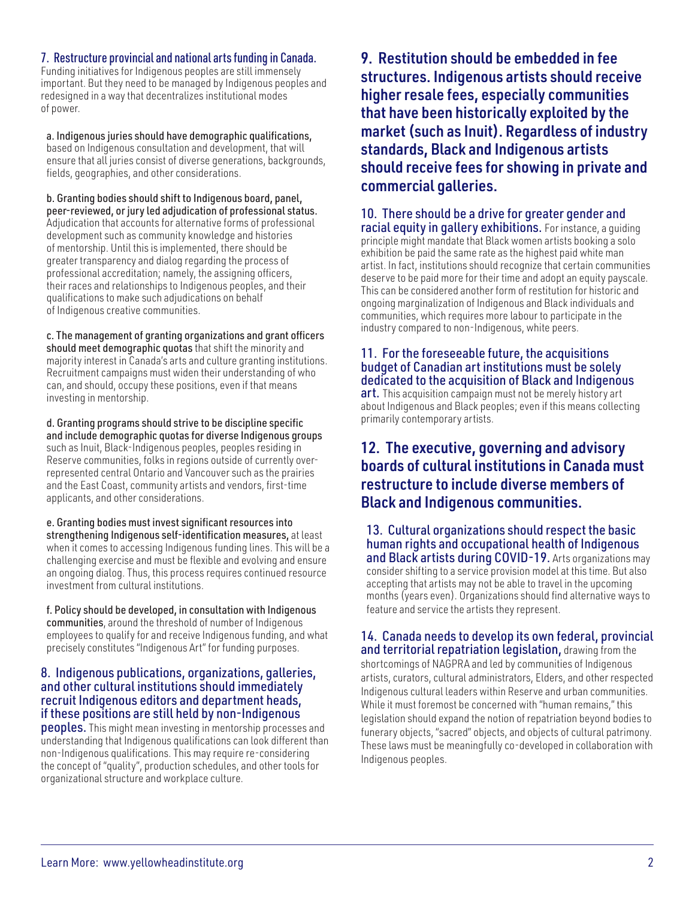**7. Restructure provincial and national arts funding in Canada.** Funding initiatives for Indigenous peoples are still immensely important. But they need to be managed by Indigenous peoples and redesigned in a way that decentralizes institutional modes of power.

a. **Indigenous juries should have demographic qualifications,** based on Indigenous consultation and development, that will ensure that all juries consist of diverse generations, backgrounds, fields, geographies, and other considerations.

b. **Granting bodies should shift to Indigenous board, panel, peer-reviewed, or jury led adjudication of professional status.** Adjudication that accounts for alternative forms of professional development such as community knowledge and histories of mentorship. Until this is implemented, there should be greater transparency and dialog regarding the process of professional accreditation; namely, the assigning officers, their races and relationships to Indigenous peoples, and their qualifications to make such adjudications on behalf of Indigenous creative communities.

c. **The management of granting organizations and grant officers should meet demographic quotas** that shift the minority and majority interest in Canada's arts and culture granting institutions. Recruitment campaigns must widen their understanding of who can, and should, occupy these positions, even if that means investing in mentorship.

d. **Granting programs should strive to be discipline specific and include demographic quotas for diverse Indigenous groups** such as Inuit, Black-Indigenous peoples, peoples residing in Reserve communities, folks in regions outside of currently over-represented central Ontario and Vancouver such as the prairies and the East Coast, community artists and vendors, first-time applicants, and other considerations.

e. **Granting bodies must invest significant resources into strengthening Indigenous self-identification measures,** at least when it comes to accessing Indigenous funding lines. This will be a challenging exercise and must be flexible and evolving and ensure an ongoing dialog. Thus, this process requires continued resource investment from cultural institutions.

f. **Policy should be developed, in consultation with Indigenous communities**, around the threshold of number of Indigenous employees to qualify for and receive Indigenous funding, and what precisely constitutes "Indigenous Art" for funding purposes.

**8. Indigenous publications, organizations, galleries, and other cultural institutions should immediately recruit Indigenous editors and department heads, if these positions are still held by non-Indigenous peoples.** This might mean investing in mentorship processes and understanding that Indigenous qualifications can look different than non-Indigenous qualifications. This may require re-considering the concept of "quality", production schedules, and other tools for organizational structure and workplace culture.

## 9. Restitution should be embedded in fee structures. Indigenous artists should receive higher resale fees, especially communities that have been historically exploited by the market (such as Inuit). Regardless of industry standards, Black and Indigenous artists should receive fees for showing in private and commercial galleries.

**10. There should be a drive for greater gender and racial equity in gallery exhibitions.** For instance, a guiding principle might mandate that Black women artists booking a solo exhibition be paid the same rate as the highest paid white man artist. In fact, institutions should recognize that certain communities deserve to be paid more for their time and adopt an equity payscale. This can be considered another form of restitution for historic and ongoing marginalization of Indigenous and Black individuals and communities, which requires more labour to participate in the industry compared to non-Indigenous, white peers.

**11. For the foreseeable future, the acquisitions budget of Canadian art institutions must be solely dedicated to the acquisition of Black and Indigenous art.** This acquisition campaign must not be merely history art about Indigenous and Black peoples; even if this means collecting primarily contemporary artists.

## 12. The executive, governing and advisory boards of cultural institutions in Canada must restructure to include diverse members of Black and Indigenous communities.

**13. Cultural organizations should respect the basic human rights and occupational health of Indigenous and Black artists during COVID-19.** Arts organizations may consider shifting to a service provision model at this time. But also accepting that artists may not be able to travel in the upcoming months (years even). Organizations should find alternative ways to feature and service the artists they represent.

**14. Canada needs to develop its own federal, provincial and territorial repatriation legislation,** drawing from the shortcomings of NAGPRA and led by communities of Indigenous artists, curators, cultural administrators, Elders, and other respected Indigenous cultural leaders within Reserve and urban communities. While it must foremost be concerned with "human remains," this legislation should expand the notion of repatriation beyond bodies to funerary objects, "sacred" objects, and objects of cultural patrimony. These laws must be meaningfully co-developed in collaboration with Indigenous peoples.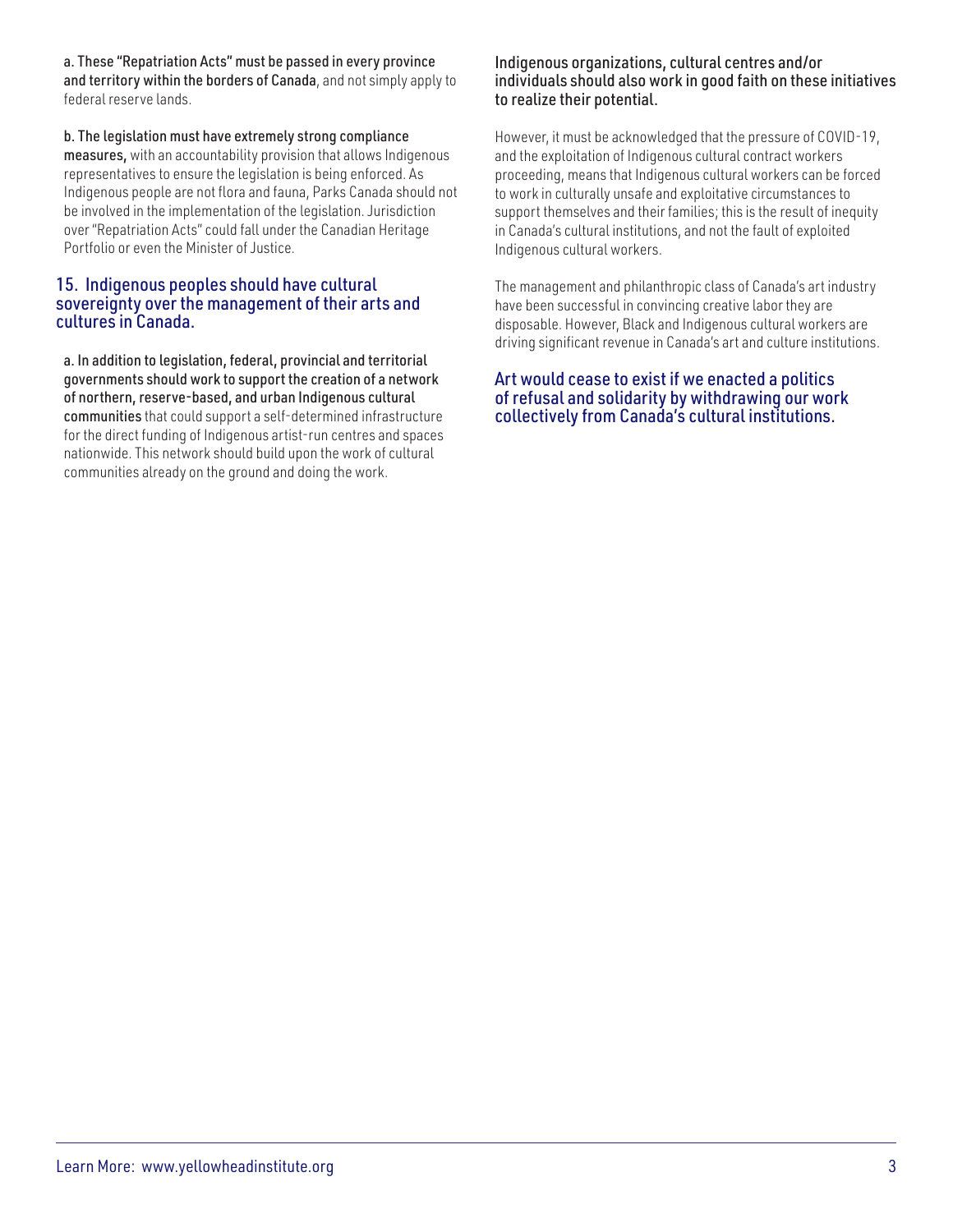a. **These "Repatriation Acts" must be passed in every province and territory within the borders of Canada**, and not simply apply to federal reserve lands.

b. **The legislation must have extremely strong compliance measures,** with an accountability provision that allows Indigenous representatives to ensure the legislation is being enforced. As Indigenous people are not flora and fauna, Parks Canada should not be involved in the implementation of the legislation. Jurisdiction over "Repatriation Acts" could fall under the Canadian Heritage Portfolio or even the Minister of Justice.

### 15. Indigenous peoples should have cultural sovereignty over the management of their arts and cultures in Canada.

a. **In addition to legislation, federal, provincial and territorial governments should work to support the creation of a network of northern, reserve-based, and urban Indigenous cultural communities** that could support a self-determined infrastructure for the direct funding of Indigenous artist-run centres and spaces nationwide. This network should build upon the work of cultural communities already on the ground and doing the work.

**Indigenous organizations, cultural centres and/or individuals should also work in good faith on these initiatives to realize their potential.**

However, it must be acknowledged that the pressure of COVID-19, and the exploitation of Indigenous cultural contract workers proceeding, means that Indigenous cultural workers can be forced to work in culturally unsafe and exploitative circumstances to support themselves and their families; this is the result of inequity in Canada's cultural institutions, and not the fault of exploited Indigenous cultural workers.

The management and philanthropic class of Canada's art industry have been successful in convincing creative labor they are disposable. However, Black and Indigenous cultural workers are driving significant revenue in Canada's art and culture institutions.

### Art would cease to exist if we enacted a politics of refusal and solidarity by withdrawing our work collectively from Canada's cultural institutions.